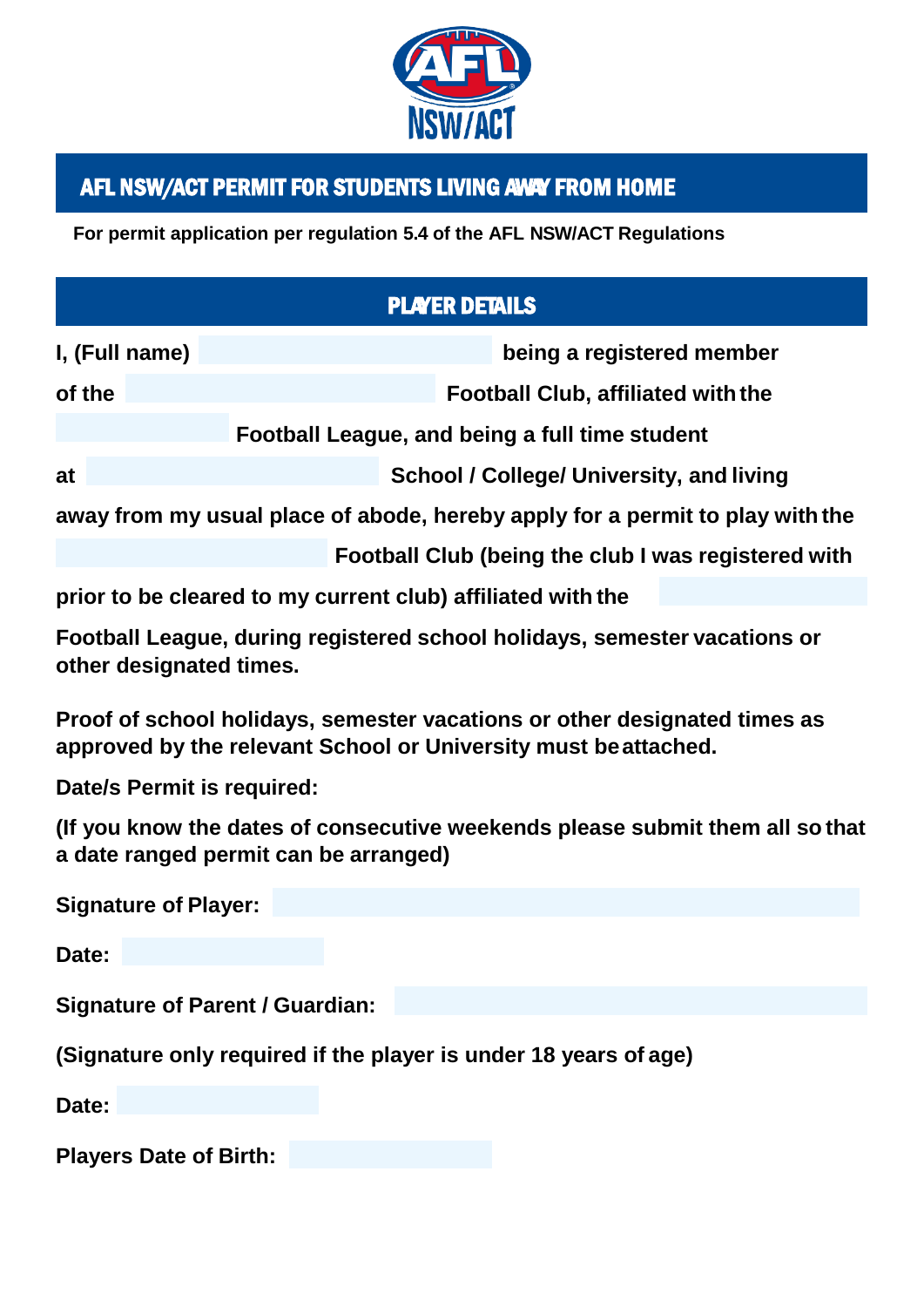# AFL NSW/ACT PERMIT FOR STUDENTS LIVING AWAY FROM HOME

**For permit application per regulation 5.4 of the AFL NSW/ACT Regulations**

## PLAYER DETAILS

**I, (Full name) \_\_\_\_\_\_\_\_\_\_\_\_\_\_\_\_\_\_\_\_ being a registered member of the \_\_\_\_\_\_\_\_\_\_\_\_\_\_\_\_\_\_\_\_ Football Club, affiliated with the \_\_\_\_\_\_\_\_\_\_\_\_ Football League, and being a full time student at \_\_\_\_\_\_\_\_\_\_\_\_\_\_\_\_\_\_\_\_ School / College/ University, and living away from my usual place of abode, hereby apply for a permit to play with the \_\_\_\_\_\_\_\_\_\_\_\_\_\_\_\_\_\_\_\_ Football Club (being the club I was registered with prior to be cleared to my current club) affiliated with the \_\_\_\_\_\_\_\_\_\_\_\_ Football League, during registered school holidays, semester vacations or other designated times.**

**Proof of school holidays, semester vacations or other designated times as approved by the relevant School or University must be attached.**

**Date/s Permit is required:**

**(If you know the dates of consecutive weekends please submit them all so that a date ranged permit can be arranged)**

**Signature of Player:** \_\_\_\_\_\_\_\_\_\_\_\_\_\_\_\_\_\_\_\_

**Date:** \_\_\_\_\_\_\_\_\_\_\_\_

**Signature of Parent / Guardian:** \_\_\_\_\_\_\_\_\_\_\_\_\_\_\_\_\_\_\_\_

**(Signature only required if the player is under 18 years of age)**

**Date:** \_\_\_\_\_\_\_\_\_\_\_\_

**Players Date of Birth:** \_\_\_\_\_\_\_\_\_\_\_\_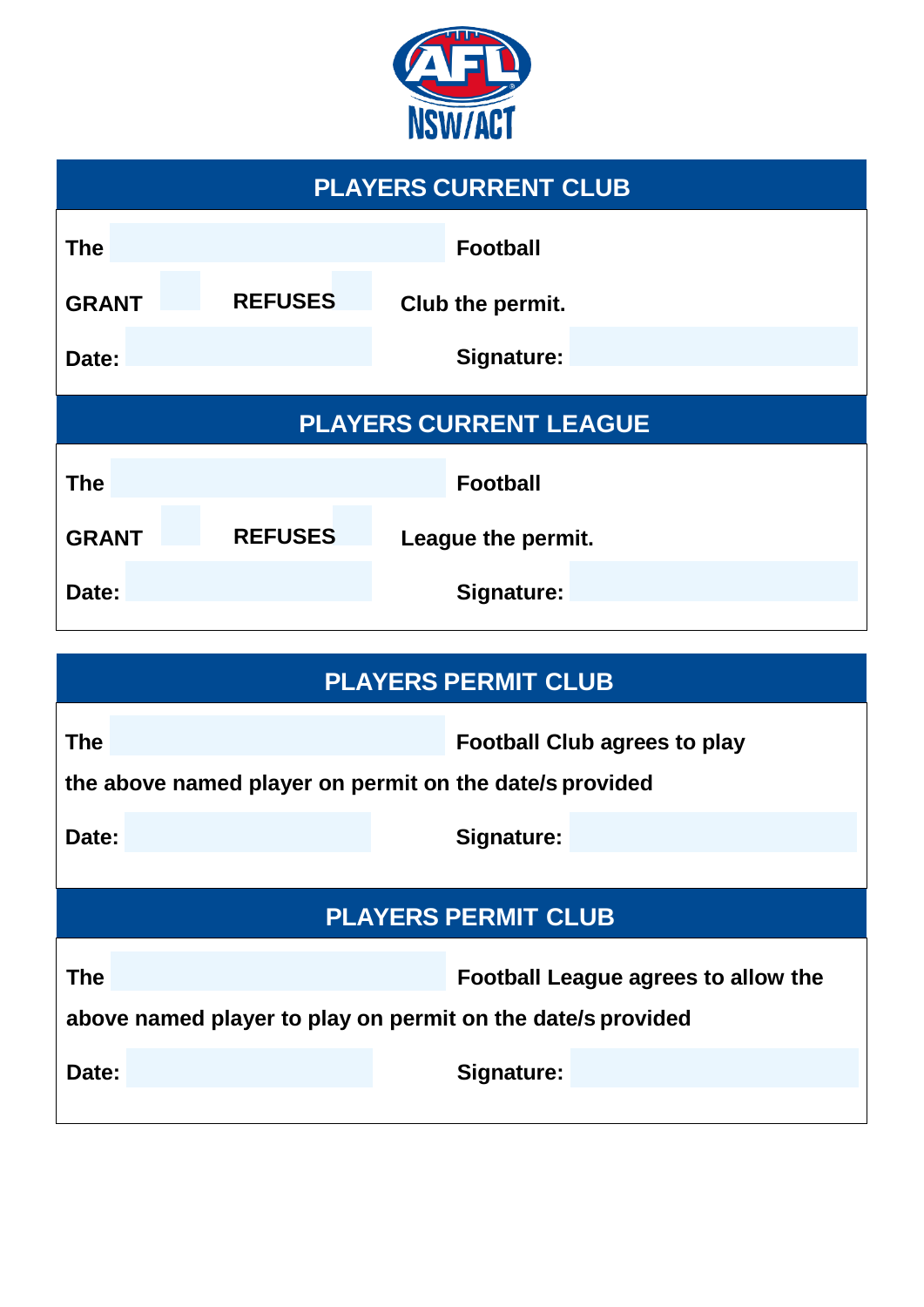## PLAYERS CURRENT CLUB

**The** ______________________ **Football**

**GRANT** ☐ **REFUSES** ☐ **Club the permit.**

**Date:** ______________________ **Signature:** ______________________

## PLAYERS CURRENT LEAGUE

**The** ______________________ **Football**

**GRANT** ☐ **REFUSES** ☐ **League the permit.**

**Date:** ______________________ **Signature:** ______________________

## PLAYERS PERMIT CLUB

**The** ______________________ **Football Club agrees to play the above named player on permit on the date/s provided**

**Date:** ______________________ **Signature:** ______________________

## PLAYERS PERMIT CLUB

**The** ______________________ **Football League agrees to allow the above named player to play on permit on the date/s provided**

**Date:** ______________________ **Signature:** ______________________